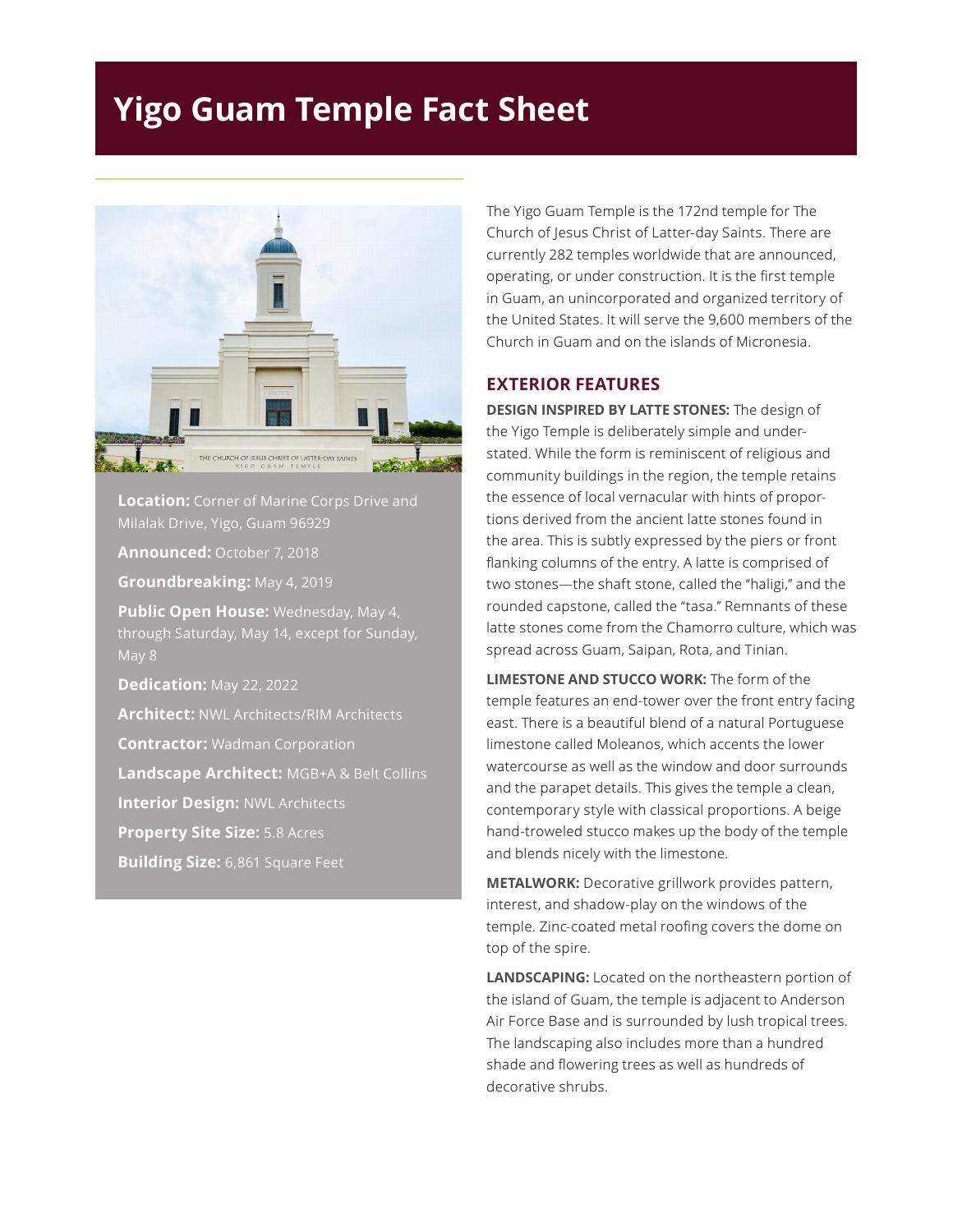# Yigo Guam Temple Fact Sheet

**Location:** Corner of Marine Corps Drive and Milalak Drive, Yigo, Guam 96929

**Announced:** October 7, 2018

**Groundbreaking:** May 4, 2019

**Public Open House:** Wednesday, May 4, through Saturday, May 14, except for Sunday, May 8

**Dedication:** May 22, 2022

**Architect:** NWL Architects/RIM Architects

**Contractor:** Wadman Corporation

**Landscape Architect:** MGB+A & Belt Collins

**Interior Design:** NWL Architects

**Property Site Size:** 5.8 Acres

**Building Size:** 6,861 Square Feet

The Yigo Guam Temple is the 172nd temple for The Church of Jesus Christ of Latter-day Saints. There are currently 282 temples worldwide that are announced, operating, or under construction. It is the first temple in Guam, an unincorporated and organized territory of the United States. It will serve the 9,600 members of the Church in Guam and on the islands of Micronesia.

## EXTERIOR FEATURES

**DESIGN INSPIRED BY LATTE STONES:** The design of the Yigo Temple is deliberately simple and understated. While the form is reminiscent of religious and community buildings in the region, the temple retains the essence of local vernacular with hints of proportions derived from the ancient latte stones found in the area. This is subtly expressed by the piers or front flanking columns of the entry. A latte is comprised of two stones—the shaft stone, called the "haligi," and the rounded capstone, called the "tasa." Remnants of these latte stones come from the Chamorro culture, which was spread across Guam, Saipan, Rota, and Tinian.

**LIMESTONE AND STUCCO WORK:** The form of the temple features an end-tower over the front entry facing east. There is a beautiful blend of a natural Portuguese limestone called Moleanos, which accents the lower watercourse as well as the window and door surrounds and the parapet details. This gives the temple a clean, contemporary style with classical proportions. A beige hand-troweled stucco makes up the body of the temple and blends nicely with the limestone.

**METALWORK:** Decorative grillwork provides pattern, interest, and shadow-play on the windows of the temple. Zinc-coated metal roofing covers the dome on top of the spire.

**LANDSCAPING:** Located on the northeastern portion of the island of Guam, the temple is adjacent to Anderson Air Force Base and is surrounded by lush tropical trees. The landscaping also includes more than a hundred shade and flowering trees as well as hundreds of decorative shrubs.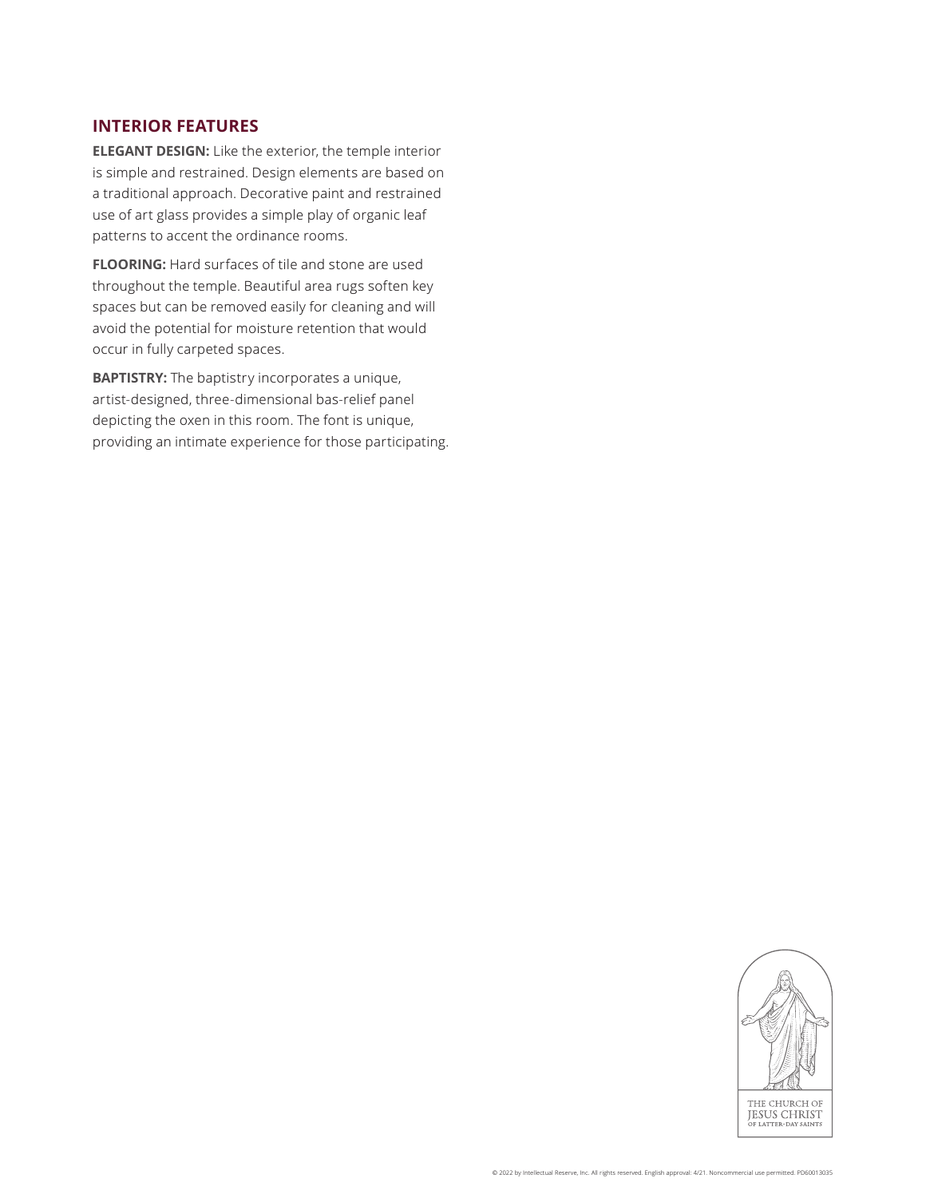## INTERIOR FEATURES

**ELEGANT DESIGN:** Like the exterior, the temple interior is simple and restrained. Design elements are based on a traditional approach. Decorative paint and restrained use of art glass provides a simple play of organic leaf patterns to accent the ordinance rooms.

**FLOORING:** Hard surfaces of tile and stone are used throughout the temple. Beautiful area rugs soften key spaces but can be removed easily for cleaning and will avoid the potential for moisture retention that would occur in fully carpeted spaces.

**BAPTISTRY:** The baptistry incorporates a unique, artist-designed, three-dimensional bas-relief panel depicting the oxen in this room. The font is unique, providing an intimate experience for those participating.

THE CHURCH OF JESUS CHRIST OF LATTER-DAY SAINTS

© 2022 by Intellectual Reserve, Inc. All rights reserved. English approval: 4/21. Noncommercial use permitted. PD60013035